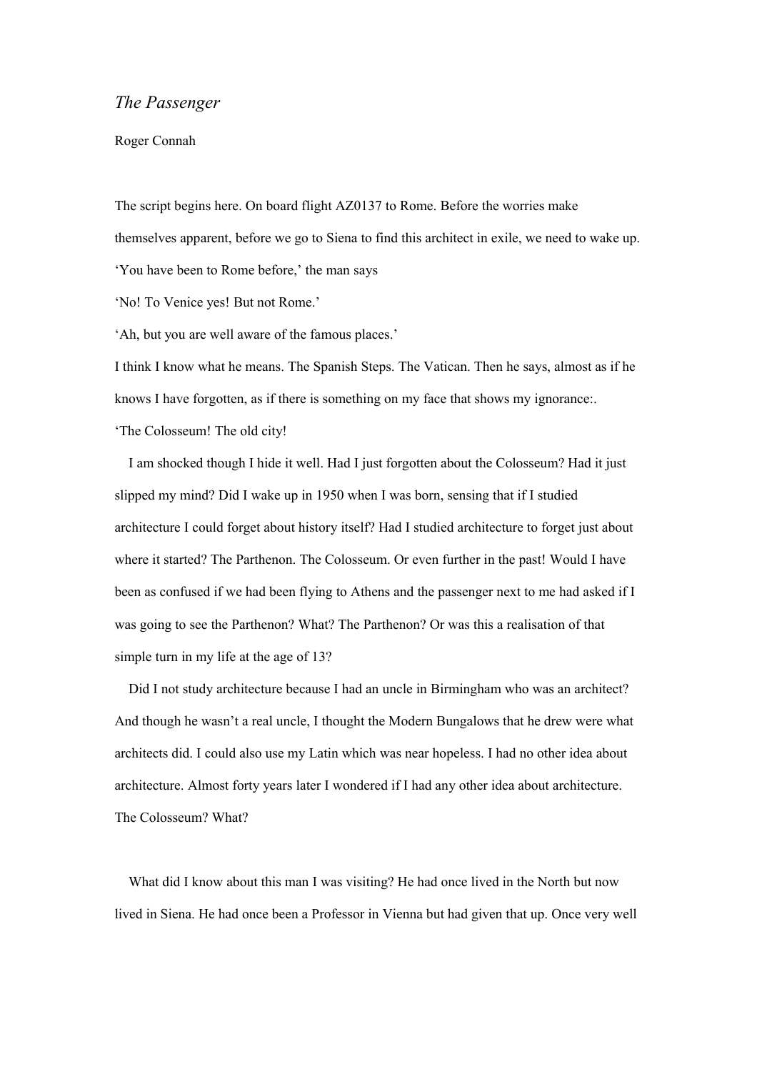*The Passenger*

Roger Connah

The script begins here. On board flight AZ0137 to Rome. Before the worries make themselves apparent, before we go to Siena to find this architect in exile, we need to wake up.

'You have been to Rome before,' the man says

'No! To Venice yes! But not Rome.'

'Ah, but you are well aware of the famous places.'

I think I know what he means. The Spanish Steps. The Vatican. Then he says, almost as if he knows I have forgotten, as if there is something on my face that shows my ignorance:.

'The Colosseum! The old city!

I am shocked though I hide it well. Had I just forgotten about the Colosseum? Had it just slipped my mind? Did I wake up in 1950 when I was born, sensing that if I studied architecture I could forget about history itself? Had I studied architecture to forget just about where it started? The Parthenon. The Colosseum. Or even further in the past! Would I have been as confused if we had been flying to Athens and the passenger next to me had asked if I was going to see the Parthenon? What? The Parthenon? Or was this a realisation of that simple turn in my life at the age of 13?

Did I not study architecture because I had an uncle in Birmingham who was an architect? And though he wasn't a real uncle, I thought the Modern Bungalows that he drew were what architects did. I could also use my Latin which was near hopeless. I had no other idea about architecture. Almost forty years later I wondered if I had any other idea about architecture. The Colosseum? What?

What did I know about this man I was visiting? He had once lived in the North but now lived in Siena. He had once been a Professor in Vienna but had given that up. Once very well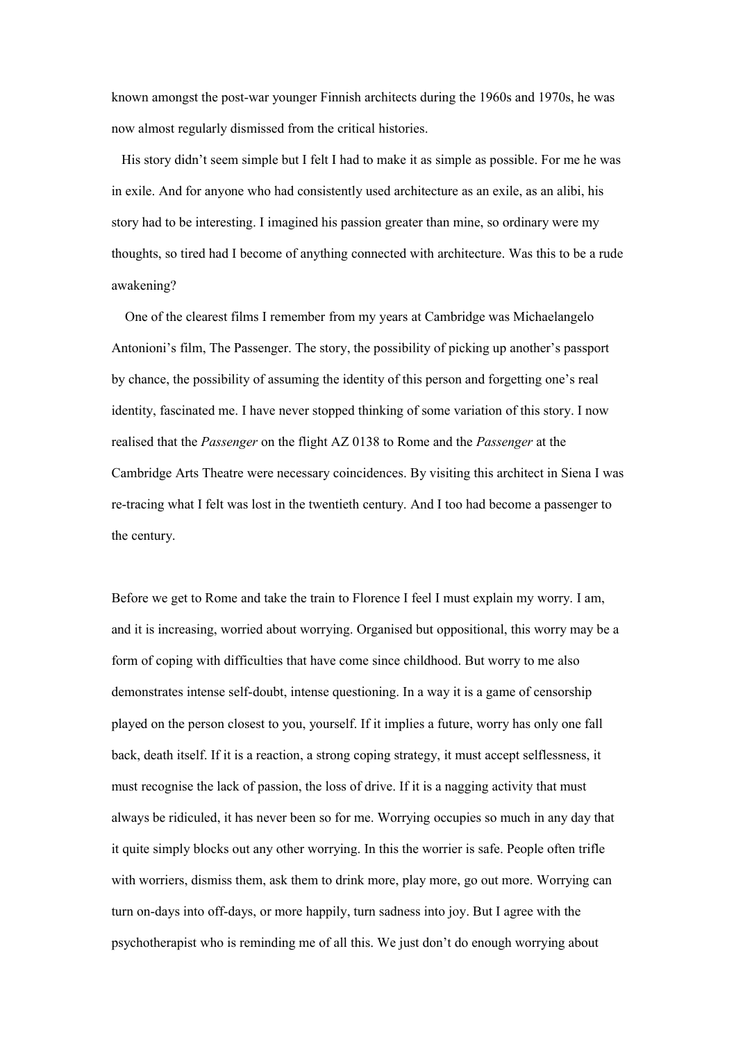known amongst the post-war younger Finnish architects during the 1960s and 1970s, he was now almost regularly dismissed from the critical histories.

His story didn't seem simple but I felt I had to make it as simple as possible. For me he was in exile. And for anyone who had consistently used architecture as an exile, as an alibi, his story had to be interesting. I imagined his passion greater than mine, so ordinary were my thoughts, so tired had I become of anything connected with architecture. Was this to be a rude awakening?

One of the clearest films I remember from my years at Cambridge was Michaelangelo Antonioni's film, The Passenger. The story, the possibility of picking up another's passport by chance, the possibility of assuming the identity of this person and forgetting one's real identity, fascinated me. I have never stopped thinking of some variation of this story. I now realised that the *Passenger* on the flight AZ 0138 to Rome and the *Passenger* at the Cambridge Arts Theatre were necessary coincidences. By visiting this architect in Siena I was re-tracing what I felt was lost in the twentieth century. And I too had become a passenger to the century.

Before we get to Rome and take the train to Florence I feel I must explain my worry. I am, and it is increasing, worried about worrying. Organised but oppositional, this worry may be a form of coping with difficulties that have come since childhood. But worry to me also demonstrates intense self-doubt, intense questioning. In a way it is a game of censorship played on the person closest to you, yourself. If it implies a future, worry has only one fall back, death itself. If it is a reaction, a strong coping strategy, it must accept selflessness, it must recognise the lack of passion, the loss of drive. If it is a nagging activity that must always be ridiculed, it has never been so for me. Worrying occupies so much in any day that it quite simply blocks out any other worrying. In this the worrier is safe. People often trifle with worriers, dismiss them, ask them to drink more, play more, go out more. Worrying can turn on-days into off-days, or more happily, turn sadness into joy. But I agree with the psychotherapist who is reminding me of all this. We just don't do enough worrying about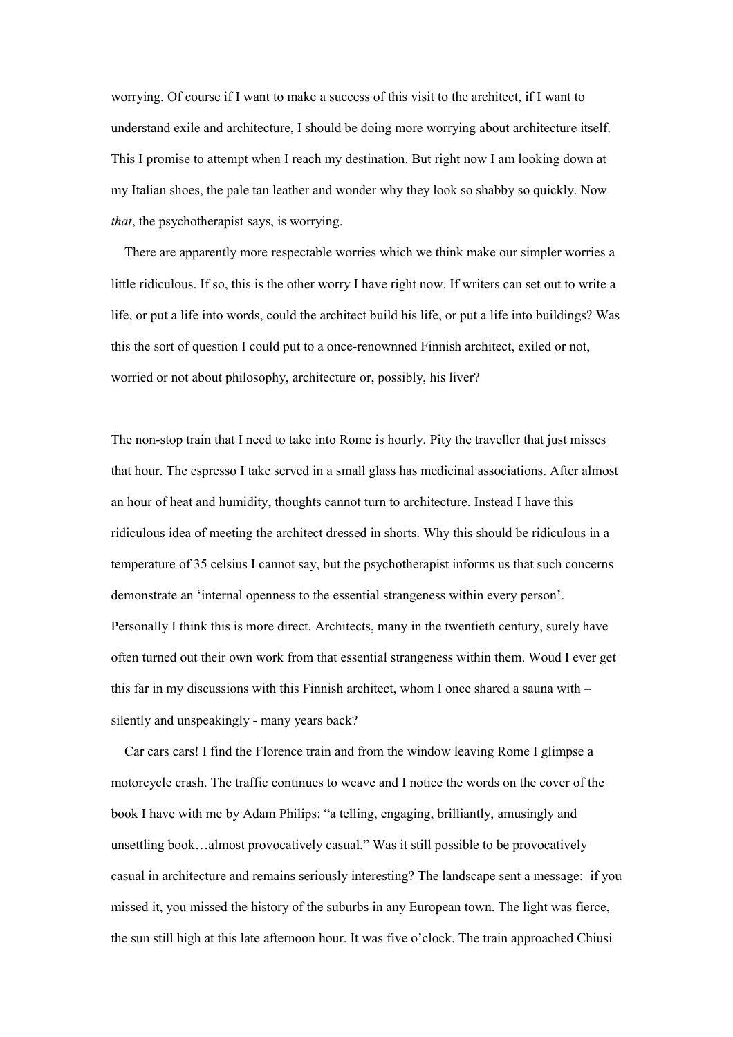worrying. Of course if I want to make a success of this visit to the architect, if I want to understand exile and architecture, I should be doing more worrying about architecture itself. This I promise to attempt when I reach my destination. But right now I am looking down at my Italian shoes, the pale tan leather and wonder why they look so shabby so quickly. Now *that*, the psychotherapist says, is worrying.

There are apparently more respectable worries which we think make our simpler worries a little ridiculous. If so, this is the other worry I have right now. If writers can set out to write a life, or put a life into words, could the architect build his life, or put a life into buildings? Was this the sort of question I could put to a once-renownned Finnish architect, exiled or not, worried or not about philosophy, architecture or, possibly, his liver?

The non-stop train that I need to take into Rome is hourly. Pity the traveller that just misses that hour. The espresso I take served in a small glass has medicinal associations. After almost an hour of heat and humidity, thoughts cannot turn to architecture. Instead I have this ridiculous idea of meeting the architect dressed in shorts. Why this should be ridiculous in a temperature of 35 celsius I cannot say, but the psychotherapist informs us that such concerns demonstrate an 'internal openness to the essential strangeness within every person'. Personally I think this is more direct. Architects, many in the twentieth century, surely have often turned out their own work from that essential strangeness within them. Woud I ever get this far in my discussions with this Finnish architect, whom I once shared a sauna with – silently and unspeakingly - many years back?

Car cars cars! I find the Florence train and from the window leaving Rome I glimpse a motorcycle crash. The traffic continues to weave and I notice the words on the cover of the book I have with me by Adam Philips: "a telling, engaging, brilliantly, amusingly and unsettling book…almost provocatively casual." Was it still possible to be provocatively casual in architecture and remains seriously interesting? The landscape sent a message: if you missed it, you missed the history of the suburbs in any European town. The light was fierce, the sun still high at this late afternoon hour. It was five o'clock. The train approached Chiusi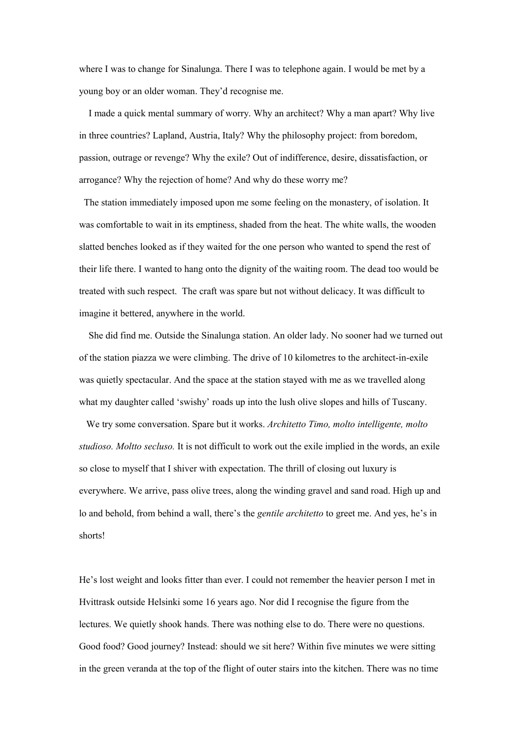where I was to change for Sinalunga. There I was to telephone again. I would be met by a young boy or an older woman. They'd recognise me.

I made a quick mental summary of worry. Why an architect? Why a man apart? Why live in three countries? Lapland, Austria, Italy? Why the philosophy project: from boredom, passion, outrage or revenge? Why the exile? Out of indifference, desire, dissatisfaction, or arrogance? Why the rejection of home? And why do these worry me?

The station immediately imposed upon me some feeling on the monastery, of isolation. It was comfortable to wait in its emptiness, shaded from the heat. The white walls, the wooden slatted benches looked as if they waited for the one person who wanted to spend the rest of their life there. I wanted to hang onto the dignity of the waiting room. The dead too would be treated with such respect. The craft was spare but not without delicacy. It was difficult to imagine it bettered, anywhere in the world.

She did find me. Outside the Sinalunga station. An older lady. No sooner had we turned out of the station piazza we were climbing. The drive of 10 kilometres to the architect-in-exile was quietly spectacular. And the space at the station stayed with me as we travelled along what my daughter called 'swishy' roads up into the lush olive slopes and hills of Tuscany.

We try some conversation. Spare but it works. *Architetto Timo, molto intelligente, molto studioso. Moltto secluso.* It is not difficult to work out the exile implied in the words, an exile so close to myself that I shiver with expectation. The thrill of closing out luxury is everywhere. We arrive, pass olive trees, along the winding gravel and sand road. High up and lo and behold, from behind a wall, there's the *gentile architetto* to greet me. And yes, he's in shorts!

He's lost weight and looks fitter than ever. I could not remember the heavier person I met in Hvittrask outside Helsinki some 16 years ago. Nor did I recognise the figure from the lectures. We quietly shook hands. There was nothing else to do. There were no questions. Good food? Good journey? Instead: should we sit here? Within five minutes we were sitting in the green veranda at the top of the flight of outer stairs into the kitchen. There was no time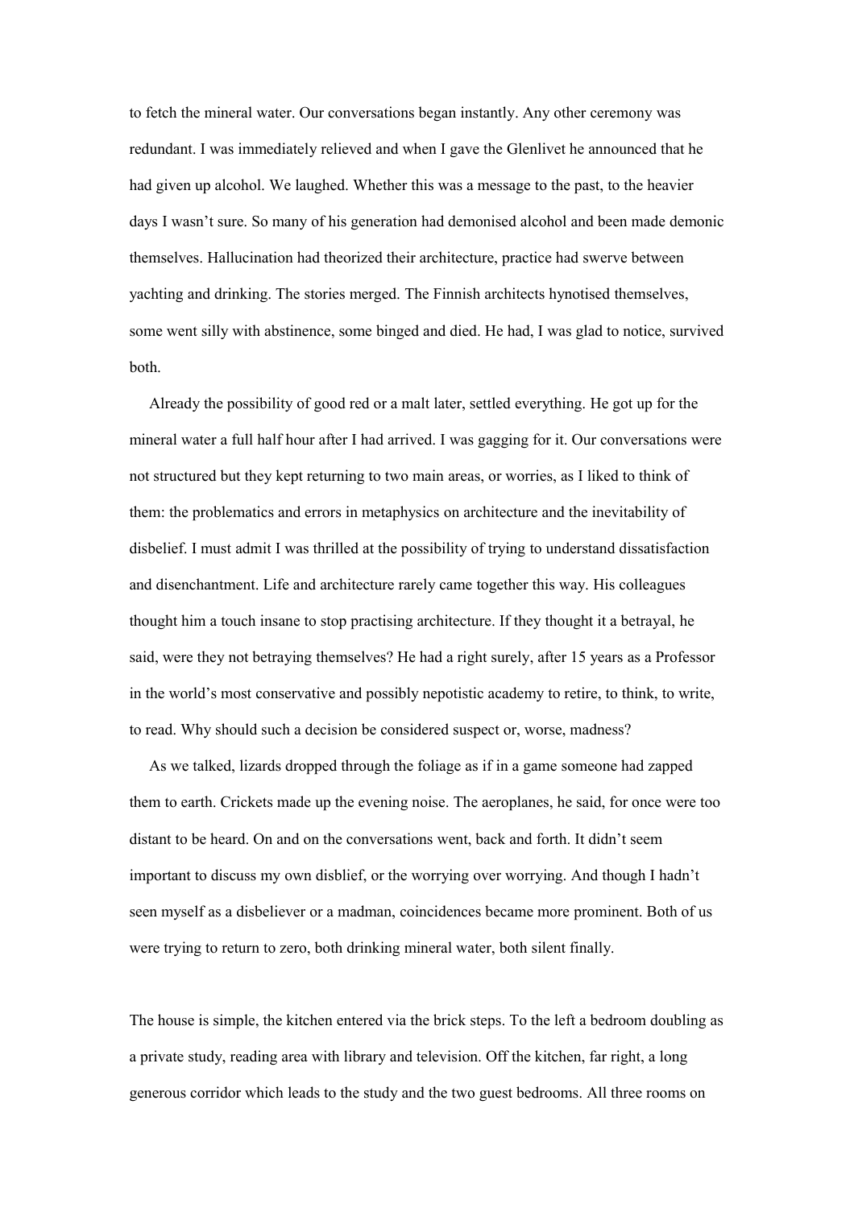to fetch the mineral water. Our conversations began instantly. Any other ceremony was redundant. I was immediately relieved and when I gave the Glenlivet he announced that he had given up alcohol. We laughed. Whether this was a message to the past, to the heavier days I wasn't sure. So many of his generation had demonised alcohol and been made demonic themselves. Hallucination had theorized their architecture, practice had swerve between yachting and drinking. The stories merged. The Finnish architects hynotised themselves, some went silly with abstinence, some binged and died. He had, I was glad to notice, survived both.

Already the possibility of good red or a malt later, settled everything. He got up for the mineral water a full half hour after I had arrived. I was gagging for it. Our conversations were not structured but they kept returning to two main areas, or worries, as I liked to think of them: the problematics and errors in metaphysics on architecture and the inevitability of disbelief. I must admit I was thrilled at the possibility of trying to understand dissatisfaction and disenchantment. Life and architecture rarely came together this way. His colleagues thought him a touch insane to stop practising architecture. If they thought it a betrayal, he said, were they not betraying themselves? He had a right surely, after 15 years as a Professor in the world's most conservative and possibly nepotistic academy to retire, to think, to write, to read. Why should such a decision be considered suspect or, worse, madness?

As we talked, lizards dropped through the foliage as if in a game someone had zapped them to earth. Crickets made up the evening noise. The aeroplanes, he said, for once were too distant to be heard. On and on the conversations went, back and forth. It didn't seem important to discuss my own disblief, or the worrying over worrying. And though I hadn't seen myself as a disbeliever or a madman, coincidences became more prominent. Both of us were trying to return to zero, both drinking mineral water, both silent finally.

The house is simple, the kitchen entered via the brick steps. To the left a bedroom doubling as a private study, reading area with library and television. Off the kitchen, far right, a long generous corridor which leads to the study and the two guest bedrooms. All three rooms on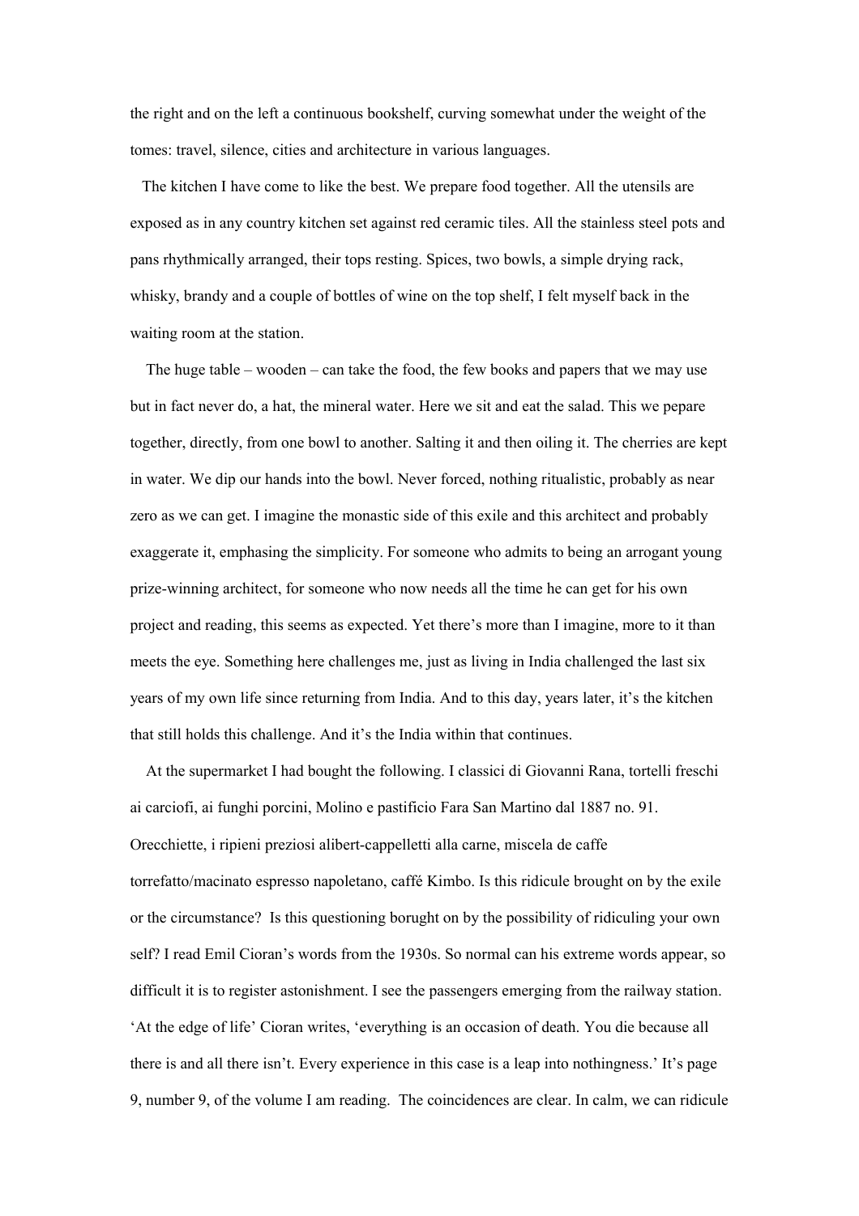the right and on the left a continuous bookshelf, curving somewhat under the weight of the tomes: travel, silence, cities and architecture in various languages.

The kitchen I have come to like the best. We prepare food together. All the utensils are exposed as in any country kitchen set against red ceramic tiles. All the stainless steel pots and pans rhythmically arranged, their tops resting. Spices, two bowls, a simple drying rack, whisky, brandy and a couple of bottles of wine on the top shelf, I felt myself back in the waiting room at the station.

The huge table – wooden – can take the food, the few books and papers that we may use but in fact never do, a hat, the mineral water. Here we sit and eat the salad. This we pepare together, directly, from one bowl to another. Salting it and then oiling it. The cherries are kept in water. We dip our hands into the bowl. Never forced, nothing ritualistic, probably as near zero as we can get. I imagine the monastic side of this exile and this architect and probably exaggerate it, emphasing the simplicity. For someone who admits to being an arrogant young prize-winning architect, for someone who now needs all the time he can get for his own project and reading, this seems as expected. Yet there's more than I imagine, more to it than meets the eye. Something here challenges me, just as living in India challenged the last six years of my own life since returning from India. And to this day, years later, it's the kitchen that still holds this challenge. And it's the India within that continues.

At the supermarket I had bought the following. I classici di Giovanni Rana, tortelli freschi ai carciofi, ai funghi porcini, Molino e pastificio Fara San Martino dal 1887 no. 91. Orecchiette, i ripieni preziosi alibert-cappelletti alla carne, miscela de caffe torrefatto/macinato espresso napoletano, caffé Kimbo. Is this ridicule brought on by the exile or the circumstance? Is this questioning borught on by the possibility of ridiculing your own self? I read Emil Cioran's words from the 1930s. So normal can his extreme words appear, so difficult it is to register astonishment. I see the passengers emerging from the railway station. 'At the edge of life' Cioran writes, 'everything is an occasion of death. You die because all there is and all there isn't. Every experience in this case is a leap into nothingness.' It's page 9, number 9, of the volume I am reading. The coincidences are clear. In calm, we can ridicule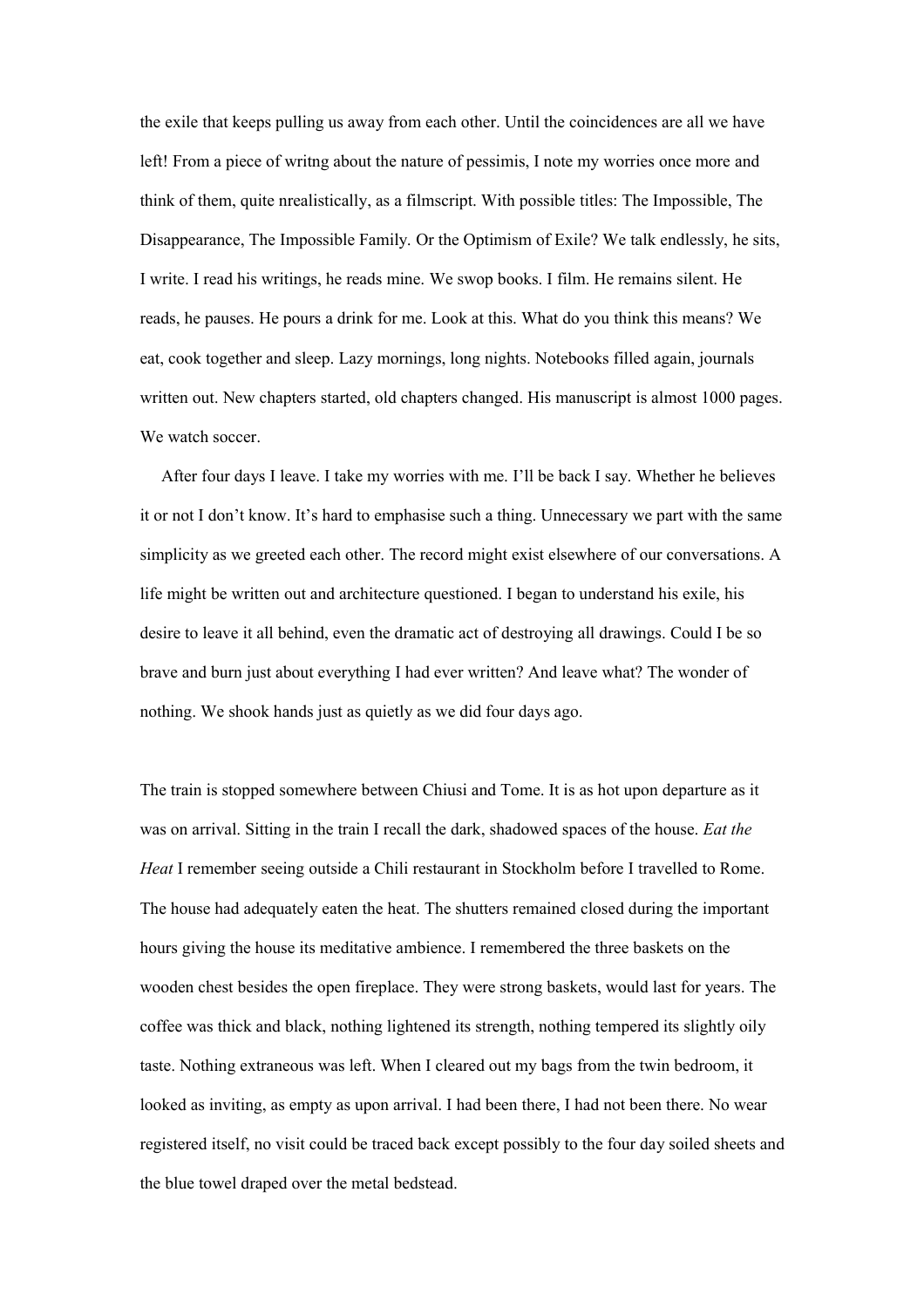the exile that keeps pulling us away from each other. Until the coincidences are all we have left! From a piece of writng about the nature of pessimis, I note my worries once more and think of them, quite nrealistically, as a filmscript. With possible titles: The Impossible, The Disappearance, The Impossible Family. Or the Optimism of Exile? We talk endlessly, he sits, I write. I read his writings, he reads mine. We swop books. I film. He remains silent. He reads, he pauses. He pours a drink for me. Look at this. What do you think this means? We eat, cook together and sleep. Lazy mornings, long nights. Notebooks filled again, journals written out. New chapters started, old chapters changed. His manuscript is almost 1000 pages. We watch soccer.

After four days I leave. I take my worries with me. I'll be back I say. Whether he believes it or not I don't know. It's hard to emphasise such a thing. Unnecessary we part with the same simplicity as we greeted each other. The record might exist elsewhere of our conversations. A life might be written out and architecture questioned. I began to understand his exile, his desire to leave it all behind, even the dramatic act of destroying all drawings. Could I be so brave and burn just about everything I had ever written? And leave what? The wonder of nothing. We shook hands just as quietly as we did four days ago.

The train is stopped somewhere between Chiusi and Tome. It is as hot upon departure as it was on arrival. Sitting in the train I recall the dark, shadowed spaces of the house. *Eat the Heat* I remember seeing outside a Chili restaurant in Stockholm before I travelled to Rome. The house had adequately eaten the heat. The shutters remained closed during the important hours giving the house its meditative ambience. I remembered the three baskets on the wooden chest besides the open fireplace. They were strong baskets, would last for years. The coffee was thick and black, nothing lightened its strength, nothing tempered its slightly oily taste. Nothing extraneous was left. When I cleared out my bags from the twin bedroom, it looked as inviting, as empty as upon arrival. I had been there, I had not been there. No wear registered itself, no visit could be traced back except possibly to the four day soiled sheets and the blue towel draped over the metal bedstead.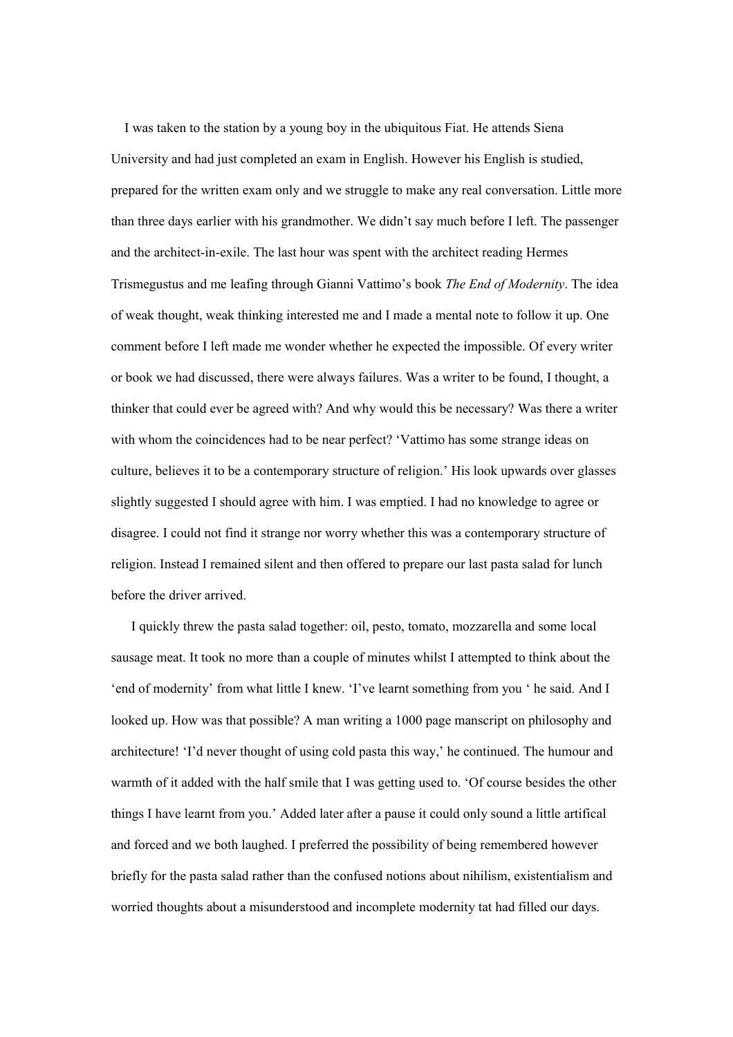I was taken to the station by a young boy in the ubiquitous Fiat. He attends Siena University and had just completed an exam in English. However his English is studied, prepared for the written exam only and we struggle to make any real conversation. Little more than three days earlier with his grandmother. We didn't say much before I left. The passenger and the architect-in-exile. The last hour was spent with the architect reading Hermes Trismegustus and me leafing through Gianni Vattimo's book *The End of Modernity*. The idea of weak thought, weak thinking interested me and I made a mental note to follow it up. One comment before I left made me wonder whether he expected the impossible. Of every writer or book we had discussed, there were always failures. Was a writer to be found, I thought, a thinker that could ever be agreed with? And why would this be necessary? Was there a writer with whom the coincidences had to be near perfect? 'Vattimo has some strange ideas on culture, believes it to be a contemporary structure of religion.' His look upwards over glasses slightly suggested I should agree with him. I was emptied. I had no knowledge to agree or disagree. I could not find it strange nor worry whether this was a contemporary structure of religion. Instead I remained silent and then offered to prepare our last pasta salad for lunch before the driver arrived.

I quickly threw the pasta salad together: oil, pesto, tomato, mozzarella and some local sausage meat. It took no more than a couple of minutes whilst I attempted to think about the 'end of modernity' from what little I knew. 'I've learnt something from you ' he said. And I looked up. How was that possible? A man writing a 1000 page manscript on philosophy and architecture! 'I'd never thought of using cold pasta this way,' he continued. The humour and warmth of it added with the half smile that I was getting used to. 'Of course besides the other things I have learnt from you.' Added later after a pause it could only sound a little artifical and forced and we both laughed. I preferred the possibility of being remembered however briefly for the pasta salad rather than the confused notions about nihilism, existentialism and worried thoughts about a misunderstood and incomplete modernity tat had filled our days.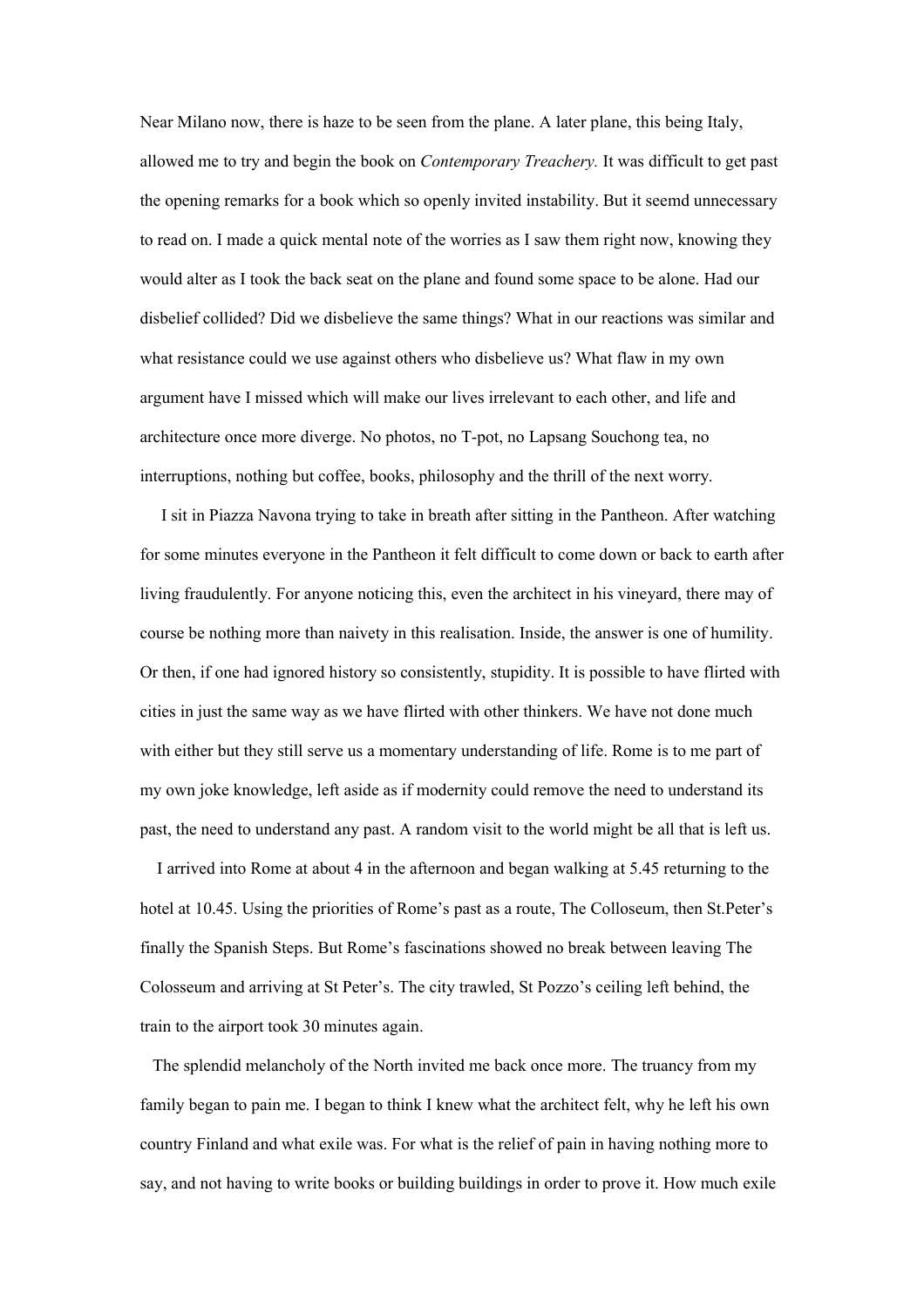Near Milano now, there is haze to be seen from the plane. A later plane, this being Italy, allowed me to try and begin the book on *Contemporary Treachery.* It was difficult to get past the opening remarks for a book which so openly invited instability. But it seemd unnecessary to read on. I made a quick mental note of the worries as I saw them right now, knowing they would alter as I took the back seat on the plane and found some space to be alone. Had our disbelief collided? Did we disbelieve the same things? What in our reactions was similar and what resistance could we use against others who disbelieve us? What flaw in my own argument have I missed which will make our lives irrelevant to each other, and life and architecture once more diverge. No photos, no T-pot, no Lapsang Souchong tea, no interruptions, nothing but coffee, books, philosophy and the thrill of the next worry.

I sit in Piazza Navona trying to take in breath after sitting in the Pantheon. After watching for some minutes everyone in the Pantheon it felt difficult to come down or back to earth after living fraudulently. For anyone noticing this, even the architect in his vineyard, there may of course be nothing more than naivety in this realisation. Inside, the answer is one of humility. Or then, if one had ignored history so consistently, stupidity. It is possible to have flirted with cities in just the same way as we have flirted with other thinkers. We have not done much with either but they still serve us a momentary understanding of life. Rome is to me part of my own joke knowledge, left aside as if modernity could remove the need to understand its past, the need to understand any past. A random visit to the world might be all that is left us.

I arrived into Rome at about 4 in the afternoon and began walking at 5.45 returning to the hotel at 10.45. Using the priorities of Rome's past as a route, The Colloseum, then St.Peter's finally the Spanish Steps. But Rome's fascinations showed no break between leaving The Colosseum and arriving at St Peter's. The city trawled, St Pozzo's ceiling left behind, the train to the airport took 30 minutes again.

The splendid melancholy of the North invited me back once more. The truancy from my family began to pain me. I began to think I knew what the architect felt, why he left his own country Finland and what exile was. For what is the relief of pain in having nothing more to say, and not having to write books or building buildings in order to prove it. How much exile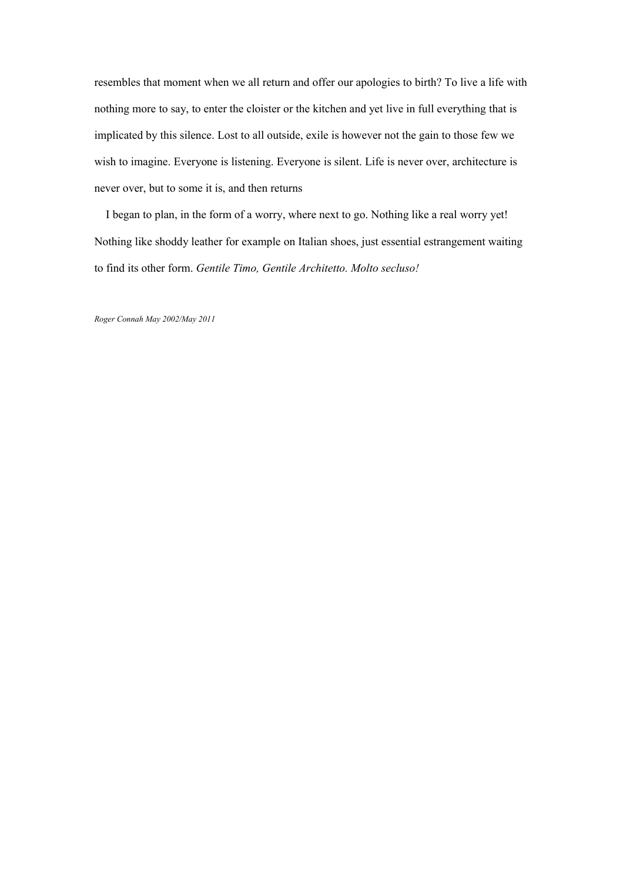resembles that moment when we all return and offer our apologies to birth? To live a life with nothing more to say, to enter the cloister or the kitchen and yet live in full everything that is implicated by this silence. Lost to all outside, exile is however not the gain to those few we wish to imagine. Everyone is listening. Everyone is silent. Life is never over, architecture is never over, but to some it is, and then returns

I began to plan, in the form of a worry, where next to go. Nothing like a real worry yet! Nothing like shoddy leather for example on Italian shoes, just essential estrangement waiting to find its other form. *Gentile Timo, Gentile Architetto. Molto secluso!*

*Roger Connah May 2002/May 2011*